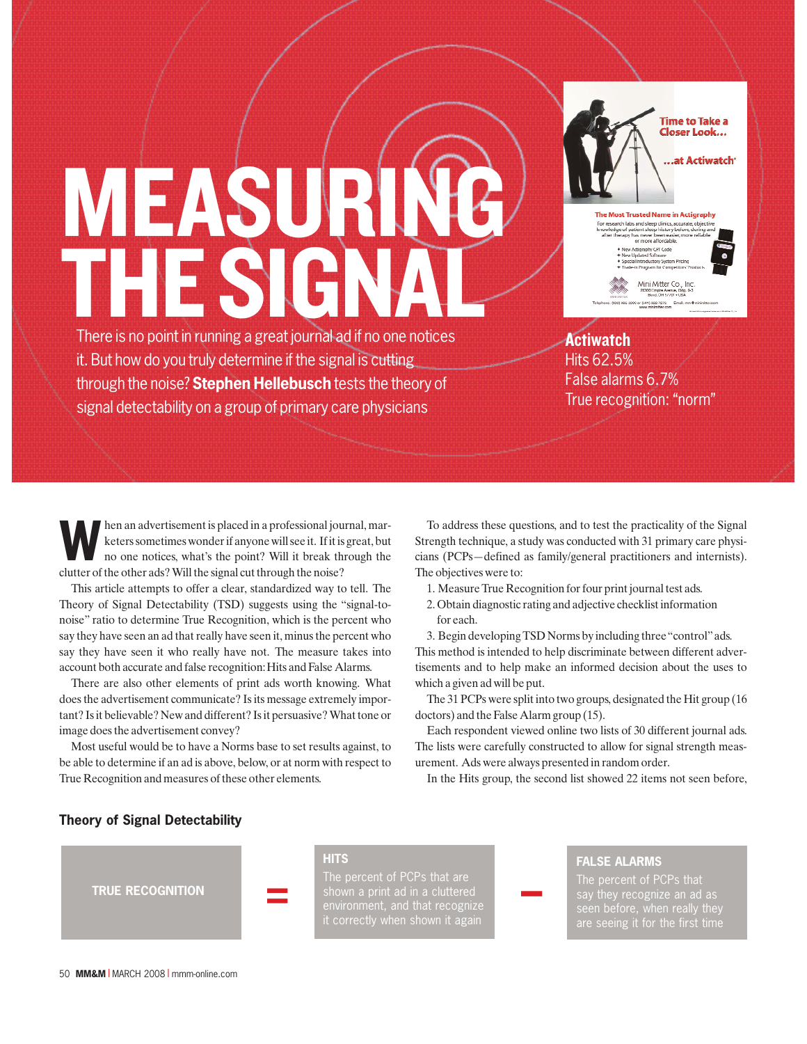# MEASURING THE SIGNAL

There is no point in running a great journal ad if no one notices it. But how do you truly determine if the signal is cutting through the noise? **Stephen Hellebusch** tests the theory of signal detectability on a group of primary care physicians

**Actiwatch**
Hits 62.5%
False alarms 6.7%
True recognition: "norm"

When an advertisement is placed in a professional journal, marketers sometimes wonder if anyone will see it. If it is great, but no one notices, what's the point? Will it break through the clutter of the other ads? Will the signal cut through the noise?

This article attempts to offer a clear, standardized way to tell. The Theory of Signal Detectability (TSD) suggests using the "signal-to-noise" ratio to determine True Recognition, which is the percent who say they have seen an ad that really have seen it, minus the percent who say they have seen it who really have not. The measure takes into account both accurate and false recognition: Hits and False Alarms.

There are also other elements of print ads worth knowing. What does the advertisement communicate? Is its message extremely important? Is it believable? New and different? Is it persuasive? What tone or image does the advertisement convey?

Most useful would be to have a Norms base to set results against, to be able to determine if an ad is above, below, or at norm with respect to True Recognition and measures of these other elements.

To address these questions, and to test the practicality of the Signal Strength technique, a study was conducted with 31 primary care physicians (PCPs—defined as family/general practitioners and internists). The objectives were to:

1. Measure True Recognition for four print journal test ads.
2. Obtain diagnostic rating and adjective checklist information for each.
3. Begin developing TSD Norms by including three "control" ads.

This method is intended to help discriminate between different advertisements and to help make an informed decision about the uses to which a given ad will be put.

The 31 PCPs were split into two groups, designated the Hit group (16 doctors) and the False Alarm group (15).

Each respondent viewed online two lists of 30 different journal ads. The lists were carefully constructed to allow for signal strength measurement. Ads were always presented in random order.

In the Hits group, the second list showed 22 items not seen before,

### Theory of Signal Detectability

**TRUE RECOGNITION** = **HITS**: The percent of PCPs that are shown a print ad in a cluttered environment, and that recognize it correctly when shown it again − **FALSE ALARMS**: The percent of PCPs that say they recognize an ad as seen before, when really they are seeing it for the first time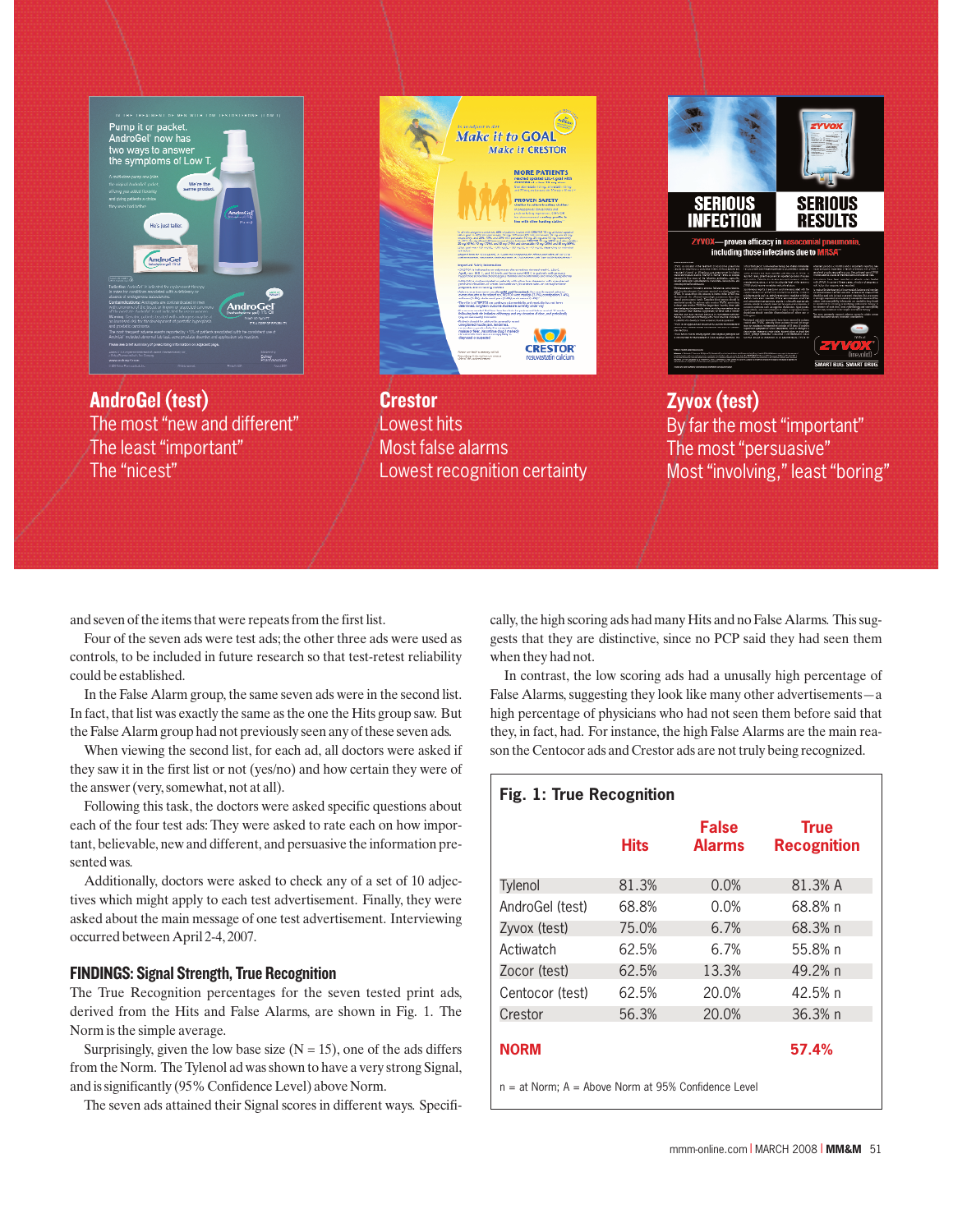**AndroGel (test)**
The most "new and different"
The least "important"
The "nicest"

**Crestor**
Lowest hits
Most false alarms
Lowest recognition certainty

**Zyvox (test)**
By far the most "important"
The most "persuasive"
Most "involving," least "boring"

and seven of the items that were repeats from the first list.

Four of the seven ads were test ads; the other three ads were used as controls, to be included in future research so that test-retest reliability could be established.

In the False Alarm group, the same seven ads were in the second list. In fact, that list was exactly the same as the one the Hits group saw. But the False Alarm group had not previously seen any of these seven ads.

When viewing the second list, for each ad, all doctors were asked if they saw it in the first list or not (yes/no) and how certain they were of the answer (very, somewhat, not at all).

Following this task, the doctors were asked specific questions about each of the four test ads: They were asked to rate each on how important, believable, new and different, and persuasive the information presented was.

Additionally, doctors were asked to check any of a set of 10 adjectives which might apply to each test advertisement. Finally, they were asked about the main message of one test advertisement. Interviewing occurred between April 2-4, 2007.

### FINDINGS: Signal Strength, True Recognition

The True Recognition percentages for the seven tested print ads, derived from the Hits and False Alarms, are shown in Fig. 1. The Norm is the simple average.

Surprisingly, given the low base size (N = 15), one of the ads differs from the Norm. The Tylenol ad was shown to have a very strong Signal, and is significantly (95% Confidence Level) above Norm.

The seven ads attained their Signal scores in different ways. Specifically, the high scoring ads had many Hits and no False Alarms. This suggests that they are distinctive, since no PCP said they had seen them when they had not.

In contrast, the low scoring ads had a unusually high percentage of False Alarms, suggesting they look like many other advertisements—a high percentage of physicians who had not seen them before said that they, in fact, had. For instance, the high False Alarms are the main reason the Centocor ads and Crestor ads are not truly being recognized.

**Fig. 1: True Recognition**

| | Hits | False Alarms | True Recognition |
|---|---|---|---|
| Tylenol | 81.3% | 0.0% | 81.3% A |
| AndroGel (test) | 68.8% | 0.0% | 68.8% n |
| Zyvox (test) | 75.0% | 6.7% | 68.3% n |
| Actiwatch | 62.5% | 6.7% | 55.8% n |
| Zocor (test) | 62.5% | 13.3% | 49.2% n |
| Centocor (test) | 62.5% | 20.0% | 42.5% n |
| Crestor | 56.3% | 20.0% | 36.3% n |
| **NORM** | | | **57.4%** |

n = at Norm; A = Above Norm at 95% Confidence Level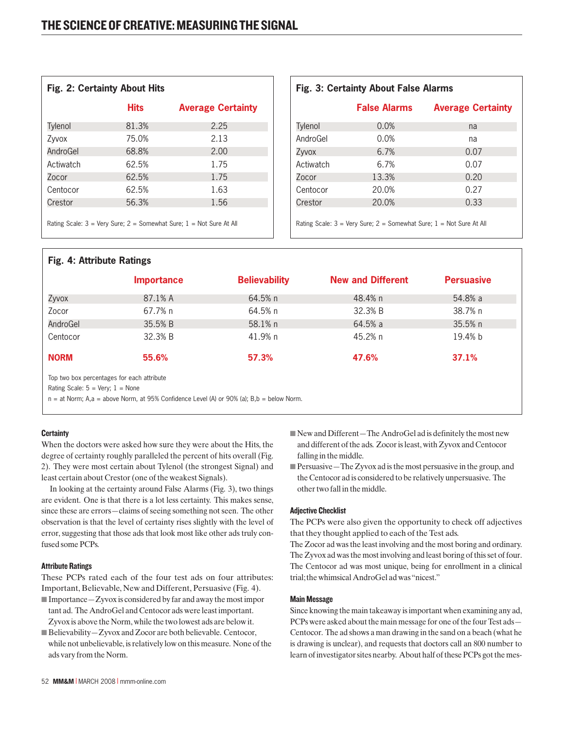### Fig. 2: Certainty About Hits

| | Hits | Average Certainty |
|---|---|---|
| Tylenol | 81.3% | 2.25 |
| Zyvox | 75.0% | 2.13 |
| AndroGel | 68.8% | 2.00 |
| Actiwatch | 62.5% | 1.75 |
| Zocor | 62.5% | 1.75 |
| Centocor | 62.5% | 1.63 |
| Crestor | 56.3% | 1.56 |

Rating Scale: 3 = Very Sure; 2 = Somewhat Sure; 1 = Not Sure At All

### Fig. 3: Certainty About False Alarms

| | False Alarms | Average Certainty |
|---|---|---|
| Tylenol | 0.0% | na |
| AndroGel | 0.0% | na |
| Zyvox | 6.7% | 0.07 |
| Actiwatch | 6.7% | 0.07 |
| Zocor | 13.3% | 0.20 |
| Centocor | 20.0% | 0.27 |
| Crestor | 20.0% | 0.33 |

Rating Scale: 3 = Very Sure; 2 = Somewhat Sure; 1 = Not Sure At All

### Fig. 4: Attribute Ratings

| | Importance | Believability | New and Different | Persuasive |
|---|---|---|---|---|
| Zyvox | 87.1% A | 64.5% n | 48.4% n | 54.8% a |
| Zocor | 67.7% n | 64.5% n | 32.3% B | 38.7% n |
| AndroGel | 35.5% B | 58.1% n | 64.5% a | 35.5% n |
| Centocor | 32.3% B | 41.9% n | 45.2% n | 19.4% b |
| **NORM** | **55.6%** | **57.3%** | **47.6%** | **37.1%** |

Top two box percentages for each attribute
Rating Scale: 5 = Very; 1 = None
n = at Norm; A,a = above Norm, at 95% Confidence Level (A) or 90% (a); B,b = below Norm.

#### Certainty

When the doctors were asked how sure they were about the Hits, the degree of certainty roughly paralleled the percent of hits overall (Fig. 2). They were most certain about Tylenol (the strongest Signal) and least certain about Crestor (one of the weakest Signals).

In looking at the certainty around False Alarms (Fig. 3), two things are evident. One is that there is a lot less certainty. This makes sense, since these are errors—claims of seeing something not seen. The other observation is that the level of certainty rises slightly with the level of error, suggesting that those ads that look most like other ads truly confused some PCPs.

#### Attribute Ratings

These PCPs rated each of the four test ads on four attributes: Important, Believable, New and Different, Persuasive (Fig. 4).

- Importance—Zyvox is considered by far and away the most important ad. The AndroGel and Centocor ads were least important. Zyvox is above the Norm, while the two lowest ads are below it.
- Believability—Zyvox and Zocor are both believable. Centocor, while not unbelievable, is relatively low on this measure. None of the ads vary from the Norm.
- New and Different—The AndroGel ad is definitely the most new and different of the ads. Zocor is least, with Zyvox and Centocor falling in the middle.
- Persuasive—The Zyvox ad is the most persuasive in the group, and the Centocor ad is considered to be relatively unpersuasive. The other two fall in the middle.

#### Adjective Checklist

The PCPs were also given the opportunity to check off adjectives that they thought applied to each of the Test ads.
The Zocor ad was the least involving and the most boring and ordinary. The Zyvox ad was the most involving and least boring of this set of four. The Centocor ad was most unique, being for enrollment in a clinical trial; the whimsical AndroGel ad was "nicest."

#### Main Message

Since knowing the main takeaway is important when examining any ad, PCPs were asked about the main message for one of the four Test ads—Centocor. The ad shows a man drawing in the sand on a beach (what he is drawing is unclear), and requests that doctors call an 800 number to learn of investigator sites nearby. About half of these PCPs got the mes-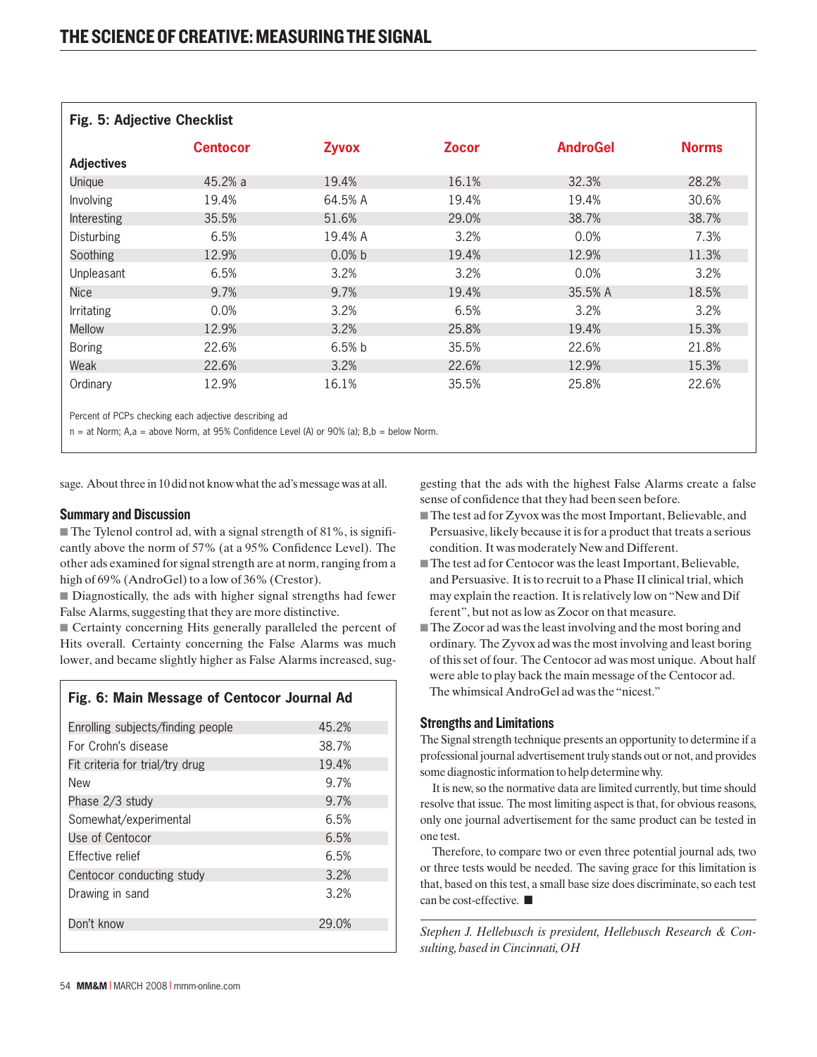## Fig. 5: Adjective Checklist

| Adjectives | Centocor | Zyvox | Zocor | AndroGel | Norms |
|---|---|---|---|---|---|
| Unique | 45.2% a | 19.4% | 16.1% | 32.3% | 28.2% |
| Involving | 19.4% | 64.5% A | 19.4% | 19.4% | 30.6% |
| Interesting | 35.5% | 51.6% | 29.0% | 38.7% | 38.7% |
| Disturbing | 6.5% | 19.4% A | 3.2% | 0.0% | 7.3% |
| Soothing | 12.9% | 0.0% b | 19.4% | 12.9% | 11.3% |
| Unpleasant | 6.5% | 3.2% | 3.2% | 0.0% | 3.2% |
| Nice | 9.7% | 9.7% | 19.4% | 35.5% A | 18.5% |
| Irritating | 0.0% | 3.2% | 6.5% | 3.2% | 3.2% |
| Mellow | 12.9% | 3.2% | 25.8% | 19.4% | 15.3% |
| Boring | 22.6% | 6.5% b | 35.5% | 22.6% | 21.8% |
| Weak | 22.6% | 3.2% | 22.6% | 12.9% | 15.3% |
| Ordinary | 12.9% | 16.1% | 35.5% | 25.8% | 22.6% |

Percent of PCPs checking each adjective describing ad

n = at Norm; A,a = above Norm, at 95% Confidence Level (A) or 90% (a); B,b = below Norm.

sage. About three in 10 did not know what the ad's message was at all.

### Summary and Discussion

- The Tylenol control ad, with a signal strength of 81%, is significantly above the norm of 57% (at a 95% Confidence Level). The other ads examined for signal strength are at norm, ranging from a high of 69% (AndroGel) to a low of 36% (Crestor).
- Diagnostically, the ads with higher signal strengths had fewer False Alarms, suggesting that they are more distinctive.
- Certainty concerning Hits generally paralleled the percent of Hits overall. Certainty concerning the False Alarms was much lower, and became slightly higher as False Alarms increased, suggesting that the ads with the highest False Alarms create a false sense of confidence that they had been seen before.
- The test ad for Zyvox was the most Important, Believable, and Persuasive, likely because it is for a product that treats a serious condition. It was moderately New and Different.
- The test ad for Centocor was the least Important, Believable, and Persuasive. It is to recruit to a Phase II clinical trial, which may explain the reaction. It is relatively low on "New and Different", but not as low as Zocor on that measure.
- The Zocor ad was the least involving and the most boring and ordinary. The Zyvox ad was the most involving and least boring of this set of four. The Centocor ad was most unique. About half were able to play back the main message of the Centocor ad. The whimsical AndroGel ad was the "nicest."

## Fig. 6: Main Message of Centocor Journal Ad

| | |
|---|---|
| Enrolling subjects/finding people | 45.2% |
| For Crohn's disease | 38.7% |
| Fit criteria for trial/try drug | 19.4% |
| New | 9.7% |
| Phase 2/3 study | 9.7% |
| Somewhat/experimental | 6.5% |
| Use of Centocor | 6.5% |
| Effective relief | 6.5% |
| Centocor conducting study | 3.2% |
| Drawing in sand | 3.2% |
| Don't know | 29.0% |

### Strengths and Limitations

The Signal strength technique presents an opportunity to determine if a professional journal advertisement truly stands out or not, and provides some diagnostic information to help determine why.

It is new, so the normative data are limited currently, but time should resolve that issue. The most limiting aspect is that, for obvious reasons, only one journal advertisement for the same product can be tested in one test.

Therefore, to compare two or even three potential journal ads, two or three tests would be needed. The saving grace for this limitation is that, based on this test, a small base size does discriminate, so each test can be cost-effective. ■

*Stephen J. Hellebusch is president, Hellebusch Research & Consulting, based in Cincinnati, OH*